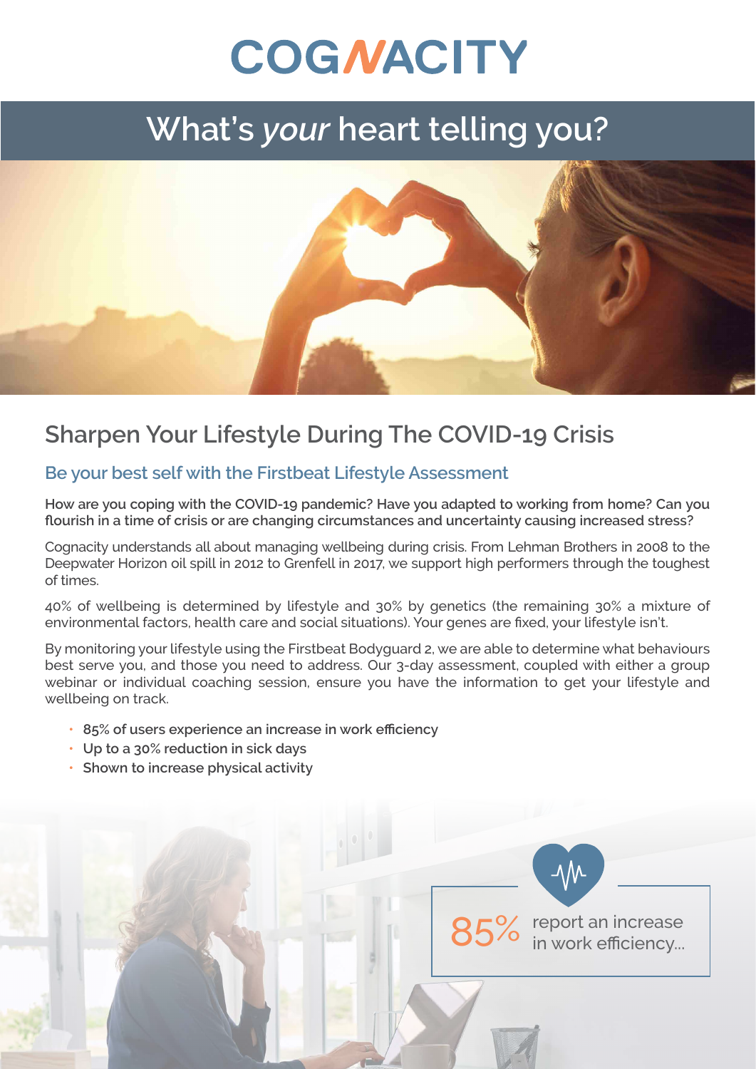# COGNACITY

# What's *your* heart telling you?

## Sharpen Your Lifestyle During The COVID-19 Crisis

### Be your best self with the Firstbeat Lifestyle Assessment

**How are you coping with the COVID-19 pandemic? Have you adapted to working from home? Can you flourish in a time of crisis or are changing circumstances and uncertainty causing increased stress?**

Cognacity understands all about managing wellbeing during crisis. From Lehman Brothers in 2008 to the Deepwater Horizon oil spill in 2012 to Grenfell in 2017, we support high performers through the toughest of times.

40% of wellbeing is determined by lifestyle and 30% by genetics (the remaining 30% a mixture of environmental factors, health care and social situations). Your genes are fixed, your lifestyle isn't.

By monitoring your lifestyle using the Firstbeat Bodyguard 2, we are able to determine what behaviours best serve you, and those you need to address. Our 3-day assessment, coupled with either a group webinar or individual coaching session, ensure you have the information to get your lifestyle and wellbeing on track.

- **85% of users experience an increase in work efficiency**
- **Up to a 30% reduction in sick days**
- **Shown to increase physical activity**

85% report an increase in work efficiency...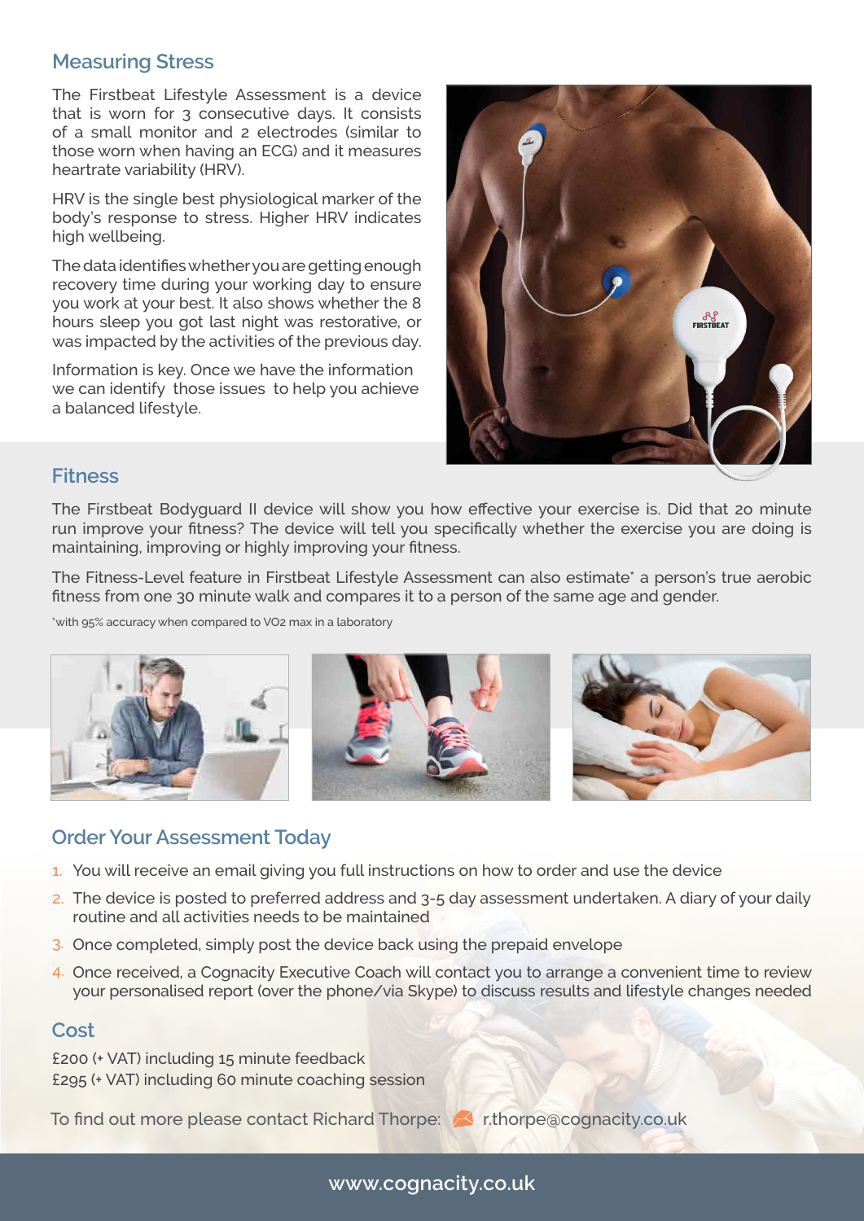## Measuring Stress

The Firstbeat Lifestyle Assessment is a device that is worn for 3 consecutive days. It consists of a small monitor and 2 electrodes (similar to those worn when having an ECG) and it measures heartrate variability (HRV).

HRV is the single best physiological marker of the body's response to stress. Higher HRV indicates high wellbeing.

The data identifies whether you are getting enough recovery time during your working day to ensure you work at your best. It also shows whether the 8 hours sleep you got last night was restorative, or was impacted by the activities of the previous day.

Information is key. Once we have the information we can identify those issues to help you achieve a balanced lifestyle.

## Fitness

The Firstbeat Bodyguard II device will show you how effective your exercise is. Did that 20 minute run improve your fitness? The device will tell you specifically whether the exercise you are doing is maintaining, improving or highly improving your fitness.

The Fitness-Level feature in Firstbeat Lifestyle Assessment can also estimate* a person's true aerobic fitness from one 30 minute walk and compares it to a person of the same age and gender.

*with 95% accuracy when compared to VO2 max in a laboratory

## Order Your Assessment Today

1. You will receive an email giving you full instructions on how to order and use the device
2. The device is posted to preferred address and 3-5 day assessment undertaken. A diary of your daily routine and all activities needs to be maintained
3. Once completed, simply post the device back using the prepaid envelope
4. Once received, a Cognacity Executive Coach will contact you to arrange a convenient time to review your personalised report (over the phone/via Skype) to discuss results and lifestyle changes needed

## Cost

£200 (+ VAT) including 15 minute feedback
£295 (+ VAT) including 60 minute coaching session

To find out more please contact Richard Thorpe: r.thorpe@cognacity.co.uk

www.cognacity.co.uk